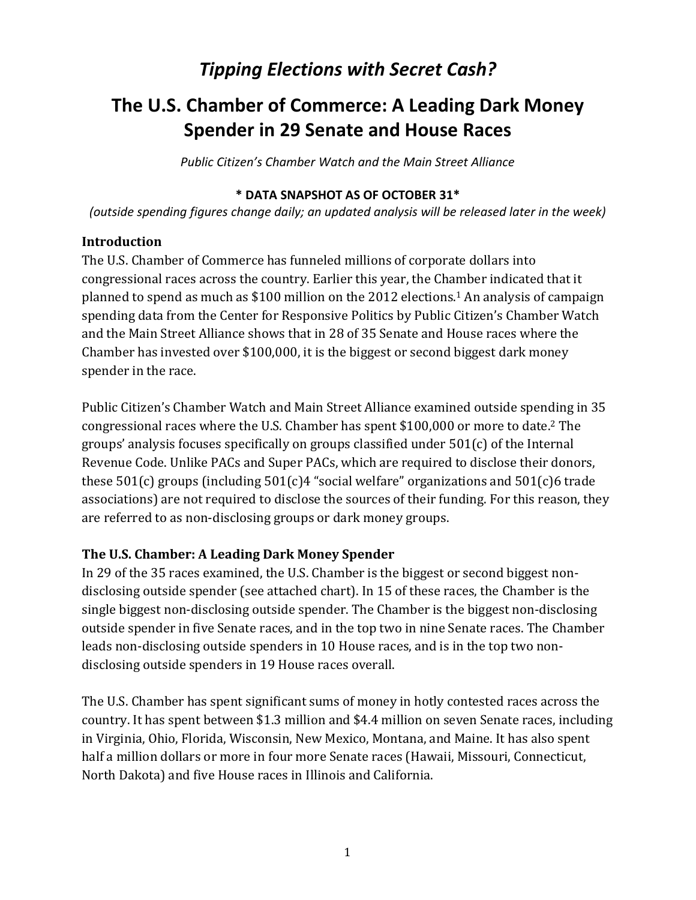# *Tipping Elections with Secret Cash?*

## The U.S. Chamber of Commerce: A Leading Dark Money Spender in 29 Senate and House Races

*Public Citizen's Chamber Watch and the Main Street Alliance*

**\* DATA SNAPSHOT AS OF OCTOBER 31\***

*(outside spending figures change daily; an updated analysis will be released later in the week)*

### Introduction

The U.S. Chamber of Commerce has funneled millions of corporate dollars into congressional races across the country. Earlier this year, the Chamber indicated that it planned to spend as much as $100 million on the 2012 elections.[1] An analysis of campaign spending data from the Center for Responsive Politics by Public Citizen's Chamber Watch and the Main Street Alliance shows that in 28 of 35 Senate and House races where the Chamber has invested over $100,000, it is the biggest or second biggest dark money spender in the race.

Public Citizen's Chamber Watch and Main Street Alliance examined outside spending in 35 congressional races where the U.S. Chamber has spent $100,000 or more to date.[2] The groups' analysis focuses specifically on groups classified under 501(c) of the Internal Revenue Code. Unlike PACs and Super PACs, which are required to disclose their donors, these 501(c) groups (including 501(c)4 "social welfare" organizations and 501(c)6 trade associations) are not required to disclose the sources of their funding. For this reason, they are referred to as non-disclosing groups or dark money groups.

### The U.S. Chamber: A Leading Dark Money Spender

In 29 of the 35 races examined, the U.S. Chamber is the biggest or second biggest non-disclosing outside spender (see attached chart). In 15 of these races, the Chamber is the single biggest non-disclosing outside spender. The Chamber is the biggest non-disclosing outside spender in five Senate races, and in the top two in nine Senate races. The Chamber leads non-disclosing outside spenders in 10 House races, and is in the top two non-disclosing outside spenders in 19 House races overall.

The U.S. Chamber has spent significant sums of money in hotly contested races across the country. It has spent between $1.3 million and $4.4 million on seven Senate races, including in Virginia, Ohio, Florida, Wisconsin, New Mexico, Montana, and Maine. It has also spent half a million dollars or more in four more Senate races (Hawaii, Missouri, Connecticut, North Dakota) and five House races in Illinois and California.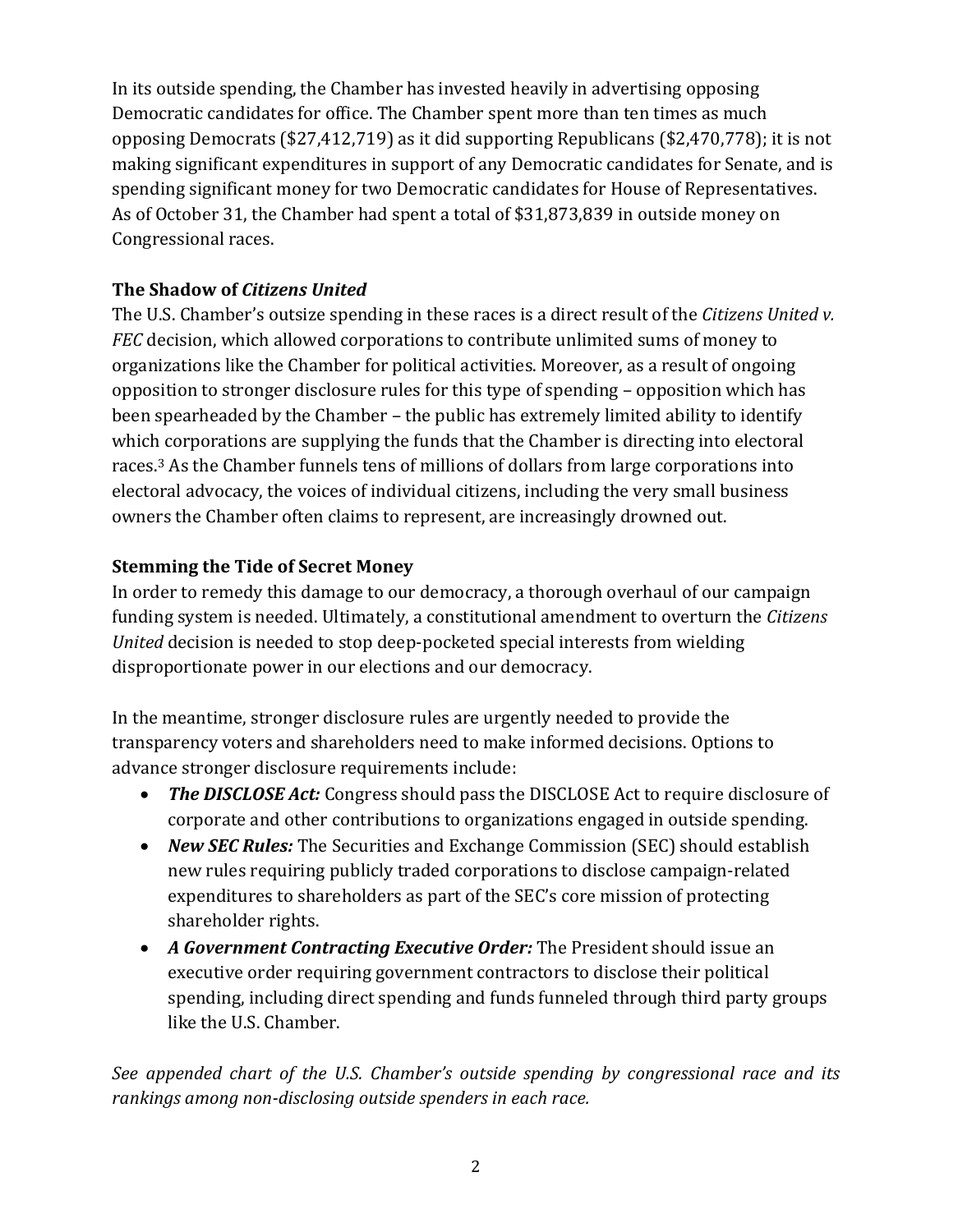In its outside spending, the Chamber has invested heavily in advertising opposing Democratic candidates for office. The Chamber spent more than ten times as much opposing Democrats ($27,412,719) as it did supporting Republicans ($2,470,778); it is not making significant expenditures in support of any Democratic candidates for Senate, and is spending significant money for two Democratic candidates for House of Representatives. As of October 31, the Chamber had spent a total of $31,873,839 in outside money on Congressional races.

### The Shadow of *Citizens United*

The U.S. Chamber's outsize spending in these races is a direct result of the *Citizens United v. FEC* decision, which allowed corporations to contribute unlimited sums of money to organizations like the Chamber for political activities. Moreover, as a result of ongoing opposition to stronger disclosure rules for this type of spending – opposition which has been spearheaded by the Chamber – the public has extremely limited ability to identify which corporations are supplying the funds that the Chamber is directing into electoral races.[3] As the Chamber funnels tens of millions of dollars from large corporations into electoral advocacy, the voices of individual citizens, including the very small business owners the Chamber often claims to represent, are increasingly drowned out.

### Stemming the Tide of Secret Money

In order to remedy this damage to our democracy, a thorough overhaul of our campaign funding system is needed. Ultimately, a constitutional amendment to overturn the *Citizens United* decision is needed to stop deep-pocketed special interests from wielding disproportionate power in our elections and our democracy.

In the meantime, stronger disclosure rules are urgently needed to provide the transparency voters and shareholders need to make informed decisions. Options to advance stronger disclosure requirements include:

- ***The DISCLOSE Act:*** Congress should pass the DISCLOSE Act to require disclosure of corporate and other contributions to organizations engaged in outside spending.
- ***New SEC Rules:*** The Securities and Exchange Commission (SEC) should establish new rules requiring publicly traded corporations to disclose campaign-related expenditures to shareholders as part of the SEC's core mission of protecting shareholder rights.
- ***A Government Contracting Executive Order:*** The President should issue an executive order requiring government contractors to disclose their political spending, including direct spending and funds funneled through third party groups like the U.S. Chamber.

*See appended chart of the U.S. Chamber's outside spending by congressional race and its rankings among non-disclosing outside spenders in each race.*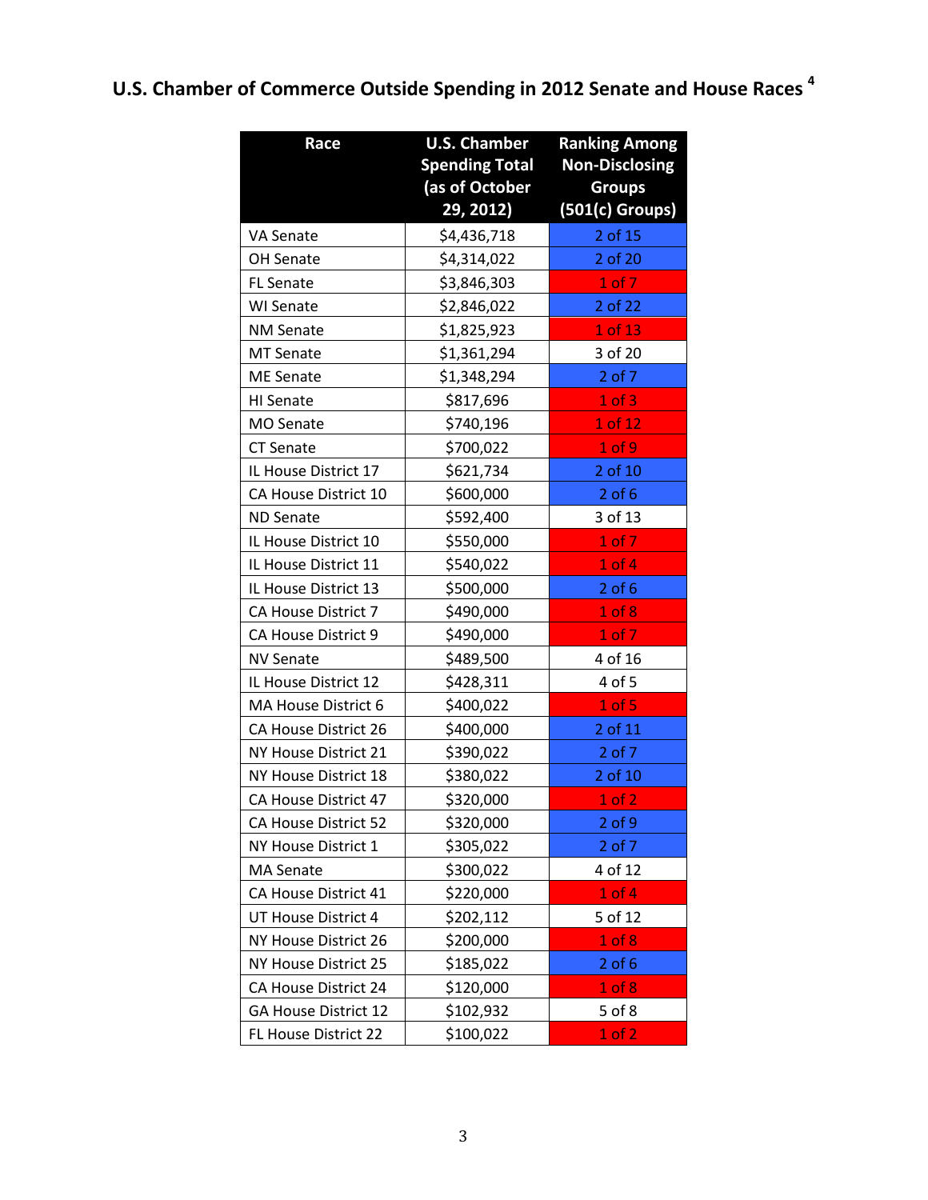## U.S. Chamber of Commerce Outside Spending in 2012 Senate and House Races [4]

| Race | U.S. Chamber Spending Total (as of October 29, 2012) | Ranking Among Non-Disclosing Groups (501(c) Groups) |
|---|---|---|
| VA Senate | $4,436,718 | 2 of 15 |
| OH Senate | $4,314,022 | 2 of 20 |
| FL Senate | $3,846,303 | 1 of 7 |
| WI Senate | $2,846,022 | 2 of 22 |
| NM Senate | $1,825,923 | 1 of 13 |
| MT Senate | $1,361,294 | 3 of 20 |
| ME Senate | $1,348,294 | 2 of 7 |
| HI Senate | $817,696 | 1 of 3 |
| MO Senate | $740,196 | 1 of 12 |
| CT Senate | $700,022 | 1 of 9 |
| IL House District 17 | $621,734 | 2 of 10 |
| CA House District 10 | $600,000 | 2 of 6 |
| ND Senate | $592,400 | 3 of 13 |
| IL House District 10 | $550,000 | 1 of 7 |
| IL House District 11 | $540,022 | 1 of 4 |
| IL House District 13 | $500,000 | 2 of 6 |
| CA House District 7 | $490,000 | 1 of 8 |
| CA House District 9 | $490,000 | 1 of 7 |
| NV Senate | $489,500 | 4 of 16 |
| IL House District 12 | $428,311 | 4 of 5 |
| MA House District 6 | $400,022 | 1 of 5 |
| CA House District 26 | $400,000 | 2 of 11 |
| NY House District 21 | $390,022 | 2 of 7 |
| NY House District 18 | $380,022 | 2 of 10 |
| CA House District 47 | $320,000 | 1 of 2 |
| CA House District 52 | $320,000 | 2 of 9 |
| NY House District 1 | $305,022 | 2 of 7 |
| MA Senate | $300,022 | 4 of 12 |
| CA House District 41 | $220,000 | 1 of 4 |
| UT House District 4 | $202,112 | 5 of 12 |
| NY House District 26 | $200,000 | 1 of 8 |
| NY House District 25 | $185,022 | 2 of 6 |
| CA House District 24 | $120,000 | 1 of 8 |
| GA House District 12 | $102,932 | 5 of 8 |
| FL House District 22 | $100,022 | 1 of 2 |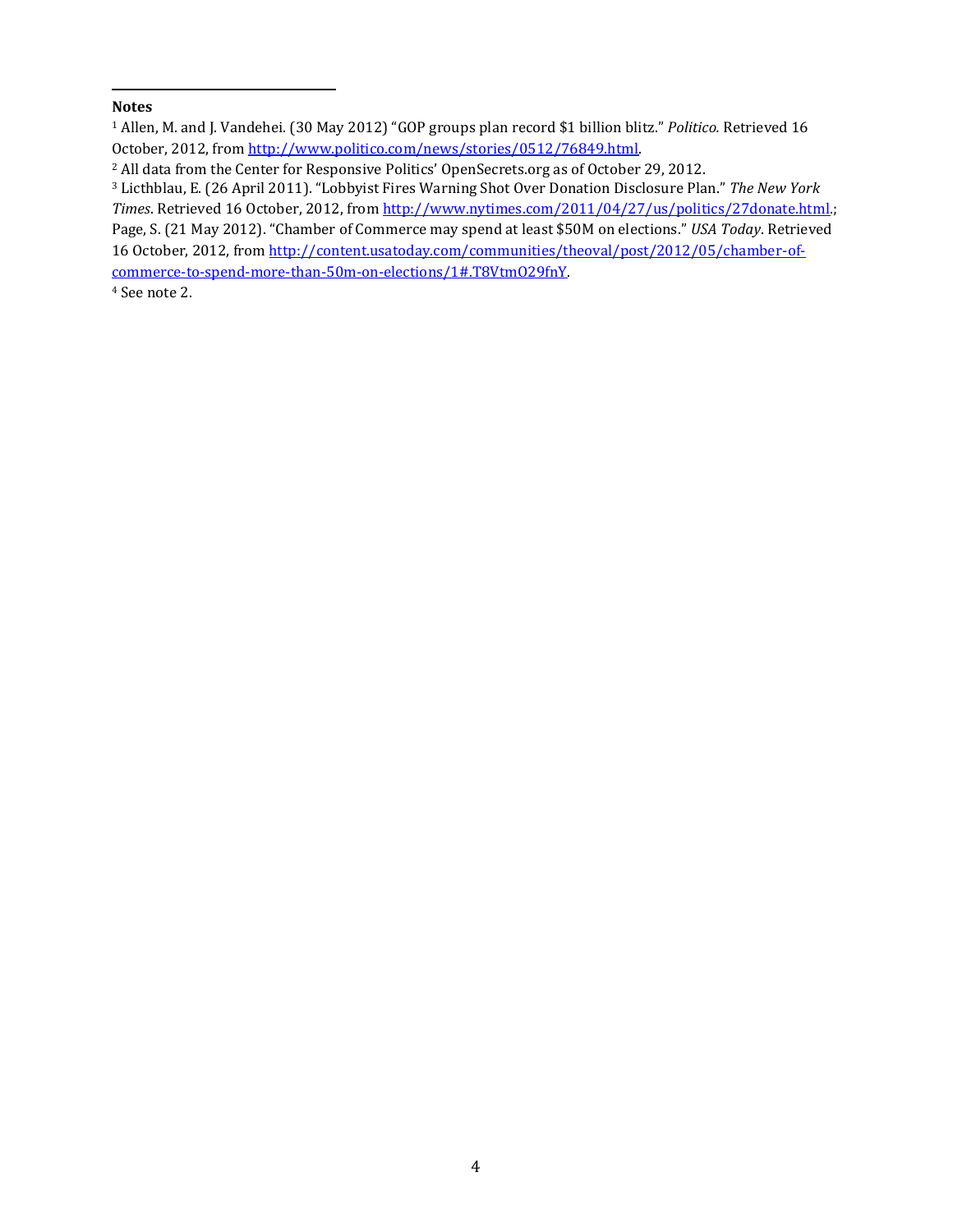**Notes**

[1] Allen, M. and J. Vandehei. (30 May 2012) "GOP groups plan record $1 billion blitz." *Politico.* Retrieved 16 October, 2012, from http://www.politico.com/news/stories/0512/76849.html.

[2] All data from the Center for Responsive Politics' OpenSecrets.org as of October 29, 2012.

[3] Licthblau, E. (26 April 2011). "Lobbyist Fires Warning Shot Over Donation Disclosure Plan." *The New York Times*. Retrieved 16 October, 2012, from http://www.nytimes.com/2011/04/27/us/politics/27donate.html.; Page, S. (21 May 2012). "Chamber of Commerce may spend at least $50M on elections." *USA Today*. Retrieved 16 October, 2012, from http://content.usatoday.com/communities/theoval/post/2012/05/chamber-of-commerce-to-spend-more-than-50m-on-elections/1#.T8VtmO29fnY.

[4] See note 2.